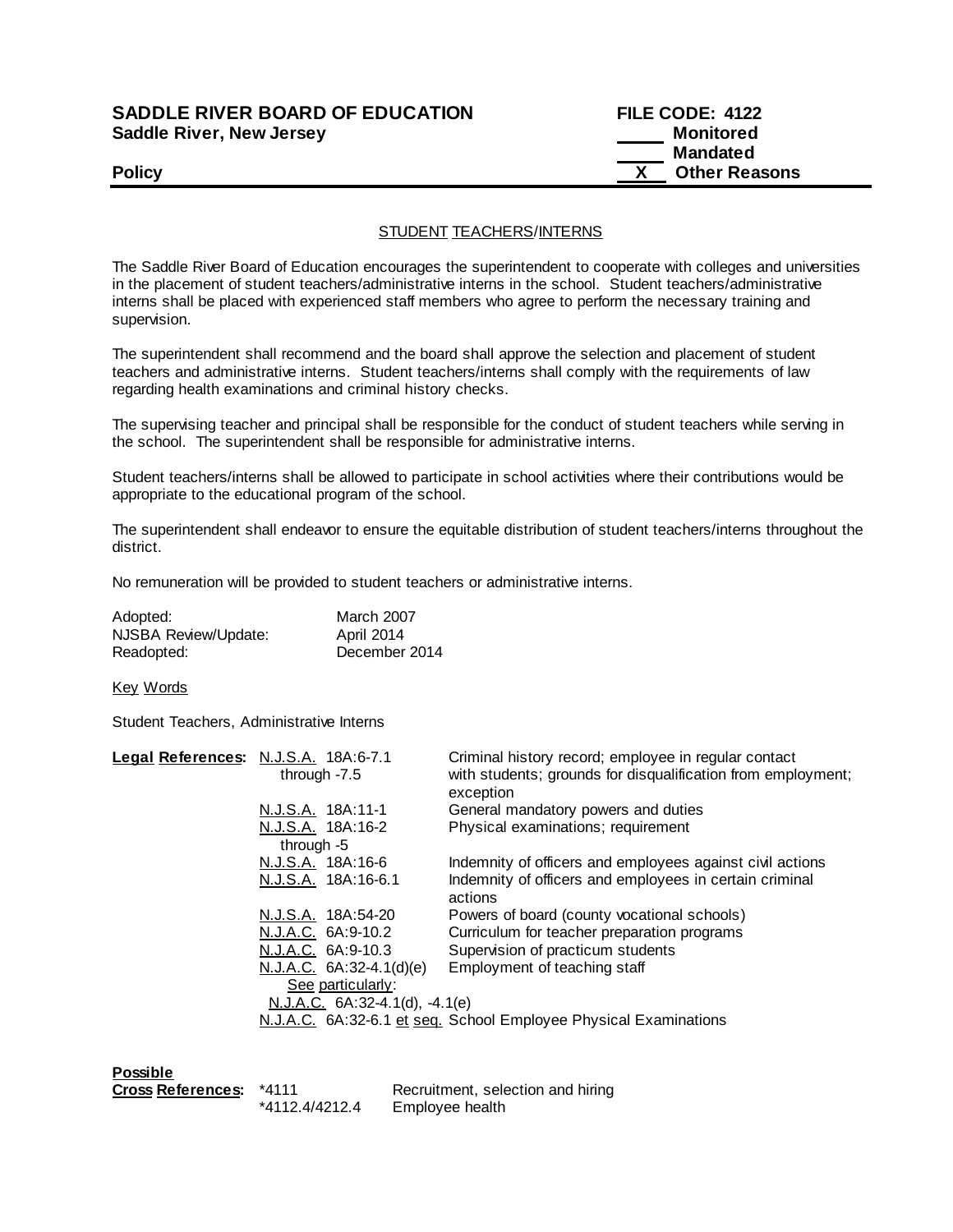**SADDLE RIVER BOARD OF EDUCATION** — **FILE CODE: 4122**
**Saddle River, New Jersey**

_____ Monitored
_____ Mandated
**Policy** __X__ **Other Reasons**

## STUDENT TEACHERS/INTERNS

The Saddle River Board of Education encourages the superintendent to cooperate with colleges and universities in the placement of student teachers/administrative interns in the school. Student teachers/administrative interns shall be placed with experienced staff members who agree to perform the necessary training and supervision.

The superintendent shall recommend and the board shall approve the selection and placement of student teachers and administrative interns. Student teachers/interns shall comply with the requirements of law regarding health examinations and criminal history checks.

The supervising teacher and principal shall be responsible for the conduct of student teachers while serving in the school. The superintendent shall be responsible for administrative interns.

Student teachers/interns shall be allowed to participate in school activities where their contributions would be appropriate to the educational program of the school.

The superintendent shall endeavor to ensure the equitable distribution of student teachers/interns throughout the district.

No remuneration will be provided to student teachers or administrative interns.

| | |
|---|---|
| Adopted: | March 2007 |
| NJSBA Review/Update: | April 2014 |
| Readopted: | December 2014 |

Key Words

Student Teachers, Administrative Interns

| **Legal References:** | | |
|---|---|---|
| | N.J.S.A. 18A:6-7.1 through -7.5 | Criminal history record; employee in regular contact with students; grounds for disqualification from employment; exception |
| | N.J.S.A. 18A:11-1 | General mandatory powers and duties |
| | N.J.S.A. 18A:16-2 through -5 | Physical examinations; requirement |
| | N.J.S.A. 18A:16-6 | Indemnity of officers and employees against civil actions |
| | N.J.S.A. 18A:16-6.1 | Indemnity of officers and employees in certain criminal actions |
| | N.J.S.A. 18A:54-20 | Powers of board (county vocational schools) |
| | N.J.A.C. 6A:9-10.2 | Curriculum for teacher preparation programs |
| | N.J.A.C. 6A:9-10.3 | Supervision of practicum students |
| | N.J.A.C. 6A:32-4.1(d)(e) | Employment of teaching staff |
| | See particularly: N.J.A.C. 6A:32-4.1(d), -4.1(e) | |
| | N.J.A.C. 6A:32-6.1 et seq. | School Employee Physical Examinations |

| **Possible Cross References:** | | |
|---|---|---|
| | *4111 | Recruitment, selection and hiring |
| | *4112.4/4212.4 | Employee health |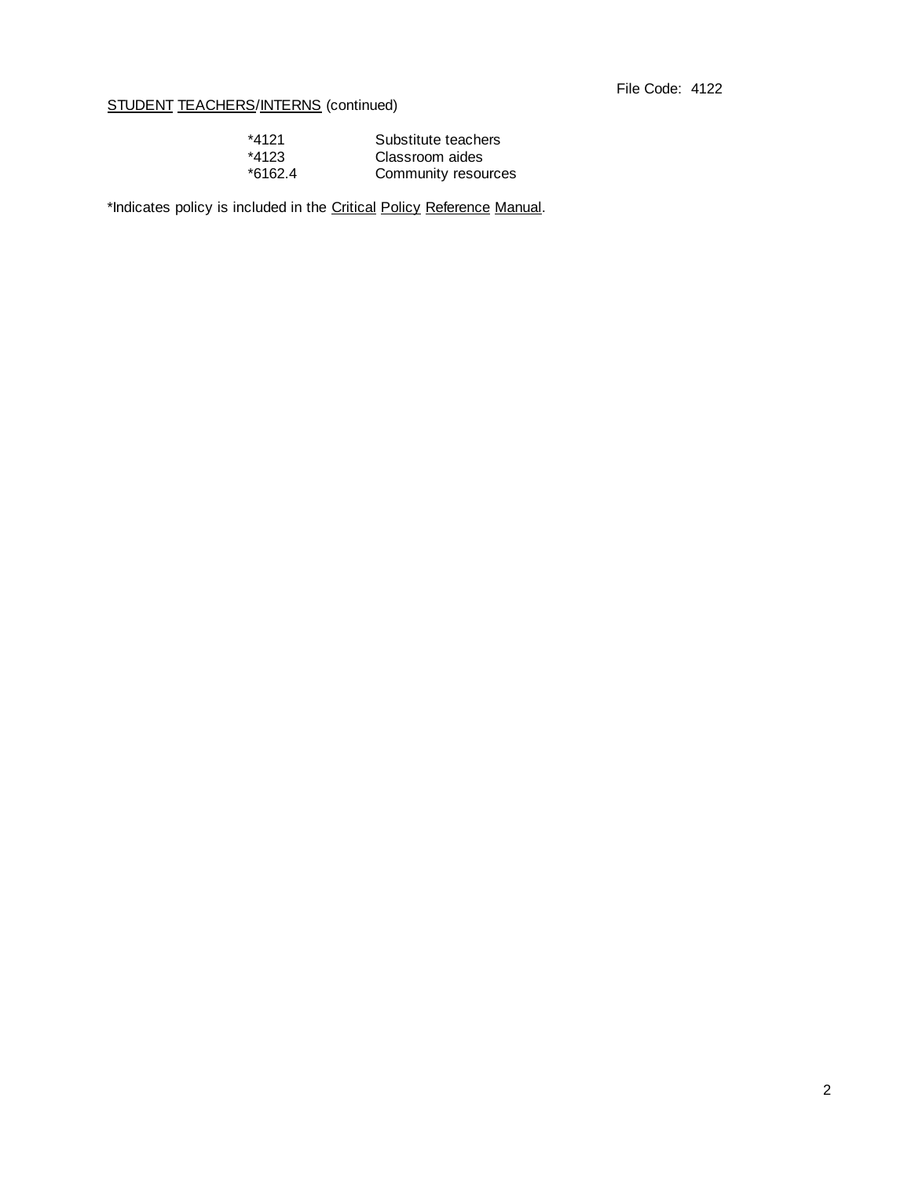File Code: 4122

STUDENT TEACHERS/INTERNS (continued)

| | |
|---|---|
| *4121 | Substitute teachers |
| *4123 | Classroom aides |
| *6162.4 | Community resources |

*Indicates policy is included in the Critical Policy Reference Manual.